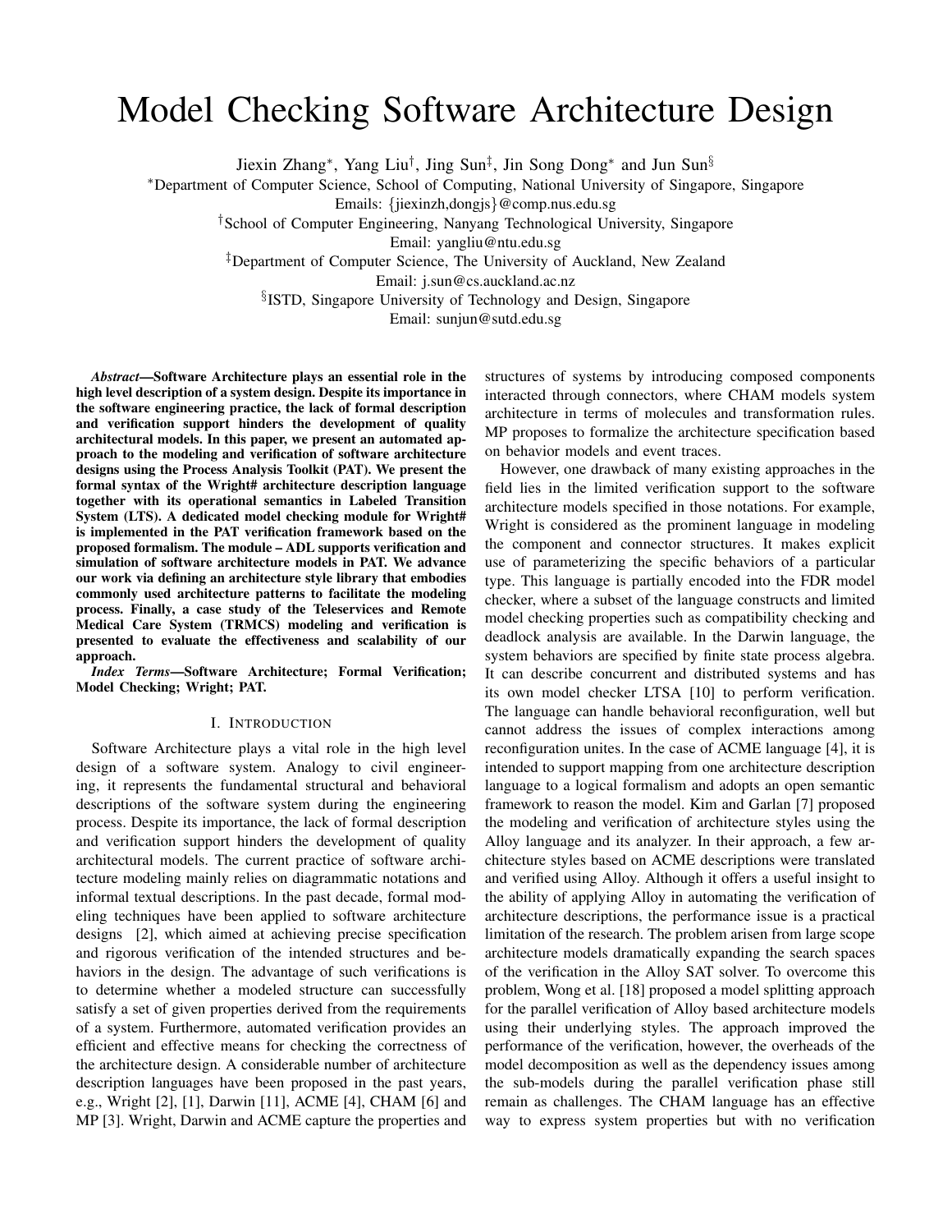# Model Checking Software Architecture Design

Jiexin Zhang*, Yang Liu†, Jing Sun‡, Jin Song Dong* and Jun Sun§

*Department of Computer Science, School of Computing, National University of Singapore, Singapore
Emails: {jiexinzh,dongjs}@comp.nus.edu.sg

†School of Computer Engineering, Nanyang Technological University, Singapore
Email: yangliu@ntu.edu.sg

‡Department of Computer Science, The University of Auckland, New Zealand
Email: j.sun@cs.auckland.ac.nz

§ISTD, Singapore University of Technology and Design, Singapore
Email: sunjun@sutd.edu.sg

***Abstract*—Software Architecture plays an essential role in the high level description of a system design. Despite its importance in the software engineering practice, the lack of formal description and verification support hinders the development of quality architectural models. In this paper, we present an automated approach to the modeling and verification of software architecture designs using the Process Analysis Toolkit (PAT). We present the formal syntax of the Wright# architecture description language together with its operational semantics in Labeled Transition System (LTS). A dedicated model checking module for Wright# is implemented in the PAT verification framework based on the proposed formalism. The module – ADL supports verification and simulation of software architecture models in PAT. We advance our work via defining an architecture style library that embodies commonly used architecture patterns to facilitate the modeling process. Finally, a case study of the Teleservices and Remote Medical Care System (TRMCS) modeling and verification is presented to evaluate the effectiveness and scalability of our approach.**

***Index Terms*—Software Architecture; Formal Verification; Model Checking; Wright; PAT.**

## I. Introduction

Software Architecture plays a vital role in the high level design of a software system. Analogy to civil engineering, it represents the fundamental structural and behavioral descriptions of the software system during the engineering process. Despite its importance, the lack of formal description and verification support hinders the development of quality architectural models. The current practice of software architecture modeling mainly relies on diagrammatic notations and informal textual descriptions. In the past decade, formal modeling techniques have been applied to software architecture designs [2], which aimed at achieving precise specification and rigorous verification of the intended structures and behaviors in the design. The advantage of such verifications is to determine whether a modeled structure can successfully satisfy a set of given properties derived from the requirements of a system. Furthermore, automated verification provides an efficient and effective means for checking the correctness of the architecture design. A considerable number of architecture description languages have been proposed in the past years, e.g., Wright [2], [1], Darwin [11], ACME [4], CHAM [6] and MP [3]. Wright, Darwin and ACME capture the properties and structures of systems by introducing composed components interacted through connectors, where CHAM models system architecture in terms of molecules and transformation rules. MP proposes to formalize the architecture specification based on behavior models and event traces.

However, one drawback of many existing approaches in the field lies in the limited verification support to the software architecture models specified in those notations. For example, Wright is considered as the prominent language in modeling the component and connector structures. It makes explicit use of parameterizing the specific behaviors of a particular type. This language is partially encoded into the FDR model checker, where a subset of the language constructs and limited model checking properties such as compatibility checking and deadlock analysis are available. In the Darwin language, the system behaviors are specified by finite state process algebra. It can describe concurrent and distributed systems and has its own model checker LTSA [10] to perform verification. The language can handle behavioral reconfiguration, well but cannot address the issues of complex interactions among reconfiguration unites. In the case of ACME language [4], it is intended to support mapping from one architecture description language to a logical formalism and adopts an open semantic framework to reason the model. Kim and Garlan [7] proposed the modeling and verification of architecture styles using the Alloy language and its analyzer. In their approach, a few architecture styles based on ACME descriptions were translated and verified using Alloy. Although it offers a useful insight to the ability of applying Alloy in automating the verification of architecture descriptions, the performance issue is a practical limitation of the research. The problem arisen from large scope architecture models dramatically expanding the search spaces of the verification in the Alloy SAT solver. To overcome this problem, Wong et al. [18] proposed a model splitting approach for the parallel verification of Alloy based architecture models using their underlying styles. The approach improved the performance of the verification, however, the overheads of the model decomposition as well as the dependency issues among the sub-models during the parallel verification phase still remain as challenges. The CHAM language has an effective way to express system properties but with no verification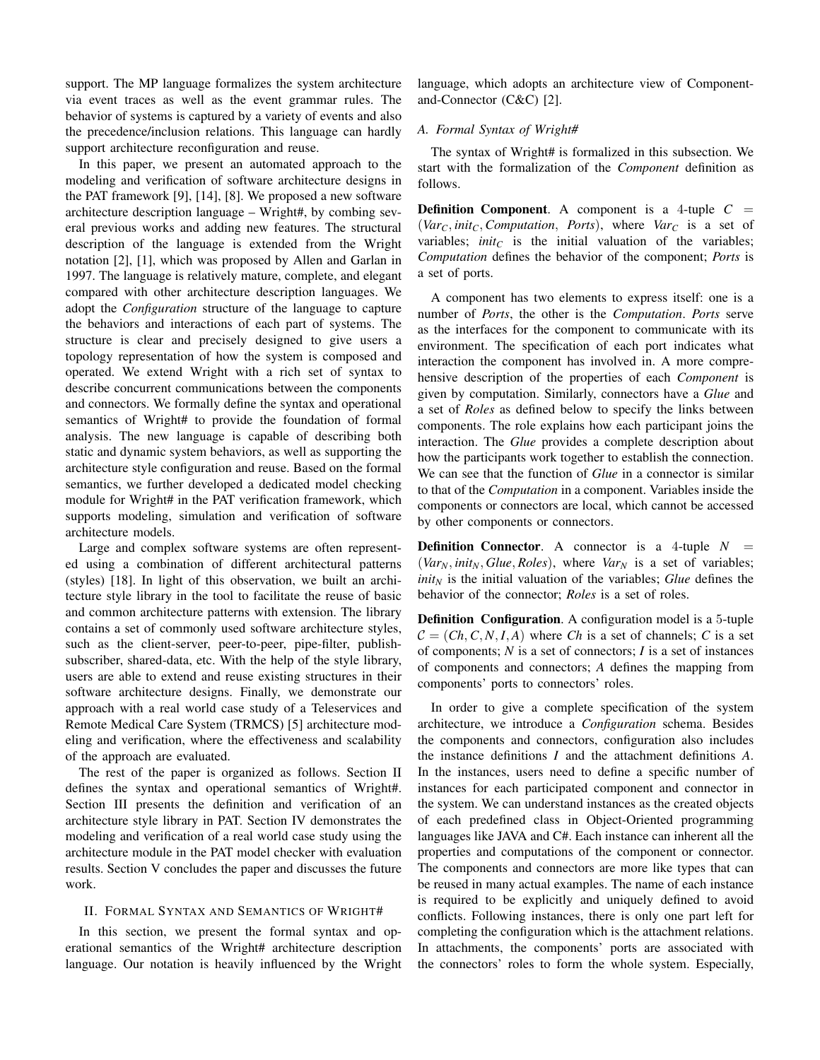support. The MP language formalizes the system architecture via event traces as well as the event grammar rules. The behavior of systems is captured by a variety of events and also the precedence/inclusion relations. This language can hardly support architecture reconfiguration and reuse.

In this paper, we present an automated approach to the modeling and verification of software architecture designs in the PAT framework [9], [14], [8]. We proposed a new software architecture description language – Wright#, by combing several previous works and adding new features. The structural description of the language is extended from the Wright notation [2], [1], which was proposed by Allen and Garlan in 1997. The language is relatively mature, complete, and elegant compared with other architecture description languages. We adopt the *Configuration* structure of the language to capture the behaviors and interactions of each part of systems. The structure is clear and precisely designed to give users a topology representation of how the system is composed and operated. We extend Wright with a rich set of syntax to describe concurrent communications between the components and connectors. We formally define the syntax and operational semantics of Wright# to provide the foundation of formal analysis. The new language is capable of describing both static and dynamic system behaviors, as well as supporting the architecture style configuration and reuse. Based on the formal semantics, we further developed a dedicated model checking module for Wright# in the PAT verification framework, which supports modeling, simulation and verification of software architecture models.

Large and complex software systems are often represented using a combination of different architectural patterns (styles) [18]. In light of this observation, we built an architecture style library in the tool to facilitate the reuse of basic and common architecture patterns with extension. The library contains a set of commonly used software architecture styles, such as the client-server, peer-to-peer, pipe-filter, publish-subscriber, shared-data, etc. With the help of the style library, users are able to extend and reuse existing structures in their software architecture designs. Finally, we demonstrate our approach with a real world case study of a Teleservices and Remote Medical Care System (TRMCS) [5] architecture modeling and verification, where the effectiveness and scalability of the approach are evaluated.

The rest of the paper is organized as follows. Section II defines the syntax and operational semantics of Wright#. Section III presents the definition and verification of an architecture style library in PAT. Section IV demonstrates the modeling and verification of a real world case study using the architecture module in the PAT model checker with evaluation results. Section V concludes the paper and discusses the future work.

## II. Formal Syntax and Semantics of Wright#

In this section, we present the formal syntax and operational semantics of the Wright# architecture description language. Our notation is heavily influenced by the Wright language, which adopts an architecture view of Component-and-Connector (C&C) [2].

### A. Formal Syntax of Wright#

The syntax of Wright# is formalized in this subsection. We start with the formalization of the *Component* definition as follows.

**Definition Component**. A component is a 4-tuple $C = (Var_C, init_C, Computation, Ports)$, where $Var_C$ is a set of variables; $init_C$ is the initial valuation of the variables; *Computation* defines the behavior of the component; *Ports* is a set of ports.

A component has two elements to express itself: one is a number of *Ports*, the other is the *Computation*. *Ports* serve as the interfaces for the component to communicate with its environment. The specification of each port indicates what interaction the component has involved in. A more comprehensive description of the properties of each *Component* is given by computation. Similarly, connectors have a *Glue* and a set of *Roles* as defined below to specify the links between components. The role explains how each participant joins the interaction. The *Glue* provides a complete description about how the participants work together to establish the connection. We can see that the function of *Glue* in a connector is similar to that of the *Computation* in a component. Variables inside the components or connectors are local, which cannot be accessed by other components or connectors.

**Definition Connector**. A connector is a 4-tuple $N = (Var_N, init_N, Glue, Roles)$, where $Var_N$ is a set of variables; $init_N$ is the initial valuation of the variables; *Glue* defines the behavior of the connector; *Roles* is a set of roles.

**Definition Configuration**. A configuration model is a 5-tuple $\mathcal{C} = (Ch, C, N, I, A)$ where *Ch* is a set of channels; *C* is a set of components; *N* is a set of connectors; *I* is a set of instances of components and connectors; *A* defines the mapping from components' ports to connectors' roles.

In order to give a complete specification of the system architecture, we introduce a *Configuration* schema. Besides the components and connectors, configuration also includes the instance definitions *I* and the attachment definitions *A*. In the instances, users need to define a specific number of instances for each participated component and connector in the system. We can understand instances as the created objects of each predefined class in Object-Oriented programming languages like JAVA and C#. Each instance can inherent all the properties and computations of the component or connector. The components and connectors are more like types that can be reused in many actual examples. The name of each instance is required to be explicitly and uniquely defined to avoid conflicts. Following instances, there is only one part left for completing the configuration which is the attachment relations. In attachments, the components' ports are associated with the connectors' roles to form the whole system. Especially,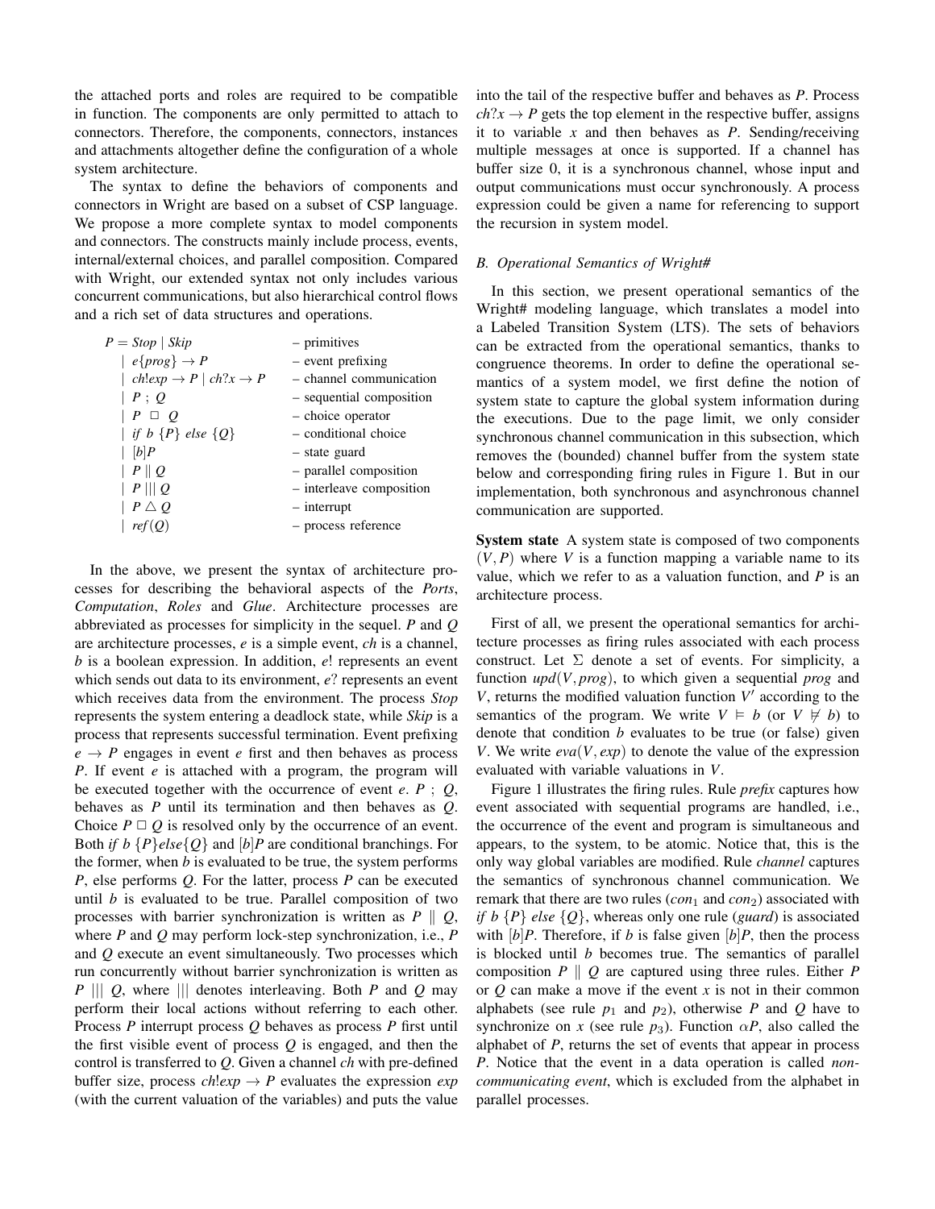the attached ports and roles are required to be compatible in function. The components are only permitted to attach to connectors. Therefore, the components, connectors, instances and attachments altogether define the configuration of a whole system architecture.

The syntax to define the behaviors of components and connectors in Wright are based on a subset of CSP language. We propose a more complete syntax to model components and connectors. The constructs mainly include process, events, internal/external choices, and parallel composition. Compared with Wright, our extended syntax not only includes various concurrent communications, but also hierarchical control flows and a rich set of data structures and operations.

| | |
|---|---|
| $P = Stop \mid Skip$ | – primitives |
| $\mid e\{prog\} \rightarrow P$ | – event prefixing |
| $\mid ch!exp \rightarrow P \mid ch?x \rightarrow P$ | – channel communication |
| $\mid P \; ; \; Q$ | – sequential composition |
| $\mid P \; \Box \; Q$ | – choice operator |
| $\mid if \; b \; \{P\} \; else \; \{Q\}$ | – conditional choice |
| $\mid [b]P$ | – state guard |
| $\mid P \parallel Q$ | – parallel composition |
| $\mid P \mid\mid\mid Q$ | – interleave composition |
| $\mid P \bigtriangleup Q$ | – interrupt |
| $\mid ref(Q)$ | – process reference |

In the above, we present the syntax of architecture processes for describing the behavioral aspects of the *Ports*, *Computation*, *Roles* and *Glue*. Architecture processes are abbreviated as processes for simplicity in the sequel. $P$ and $Q$ are architecture processes, $e$ is a simple event, $ch$ is a channel, $b$ is a boolean expression. In addition, $e!$ represents an event which sends out data to its environment, $e?$ represents an event which receives data from the environment. The process *Stop* represents the system entering a deadlock state, while *Skip* is a process that represents successful termination. Event prefixing $e \rightarrow P$ engages in event $e$ first and then behaves as process $P$. If event $e$ is attached with a program, the program will be executed together with the occurrence of event $e$. $P \; ; \; Q$, behaves as $P$ until its termination and then behaves as $Q$. Choice $P \Box Q$ is resolved only by the occurrence of an event. Both $if \; b \; \{P\} else \{Q\}$ and $[b]P$ are conditional branchings. For the former, when $b$ is evaluated to be true, the system performs $P$, else performs $Q$. For the latter, process $P$ can be executed until $b$ is evaluated to be true. Parallel composition of two processes with barrier synchronization is written as $P \parallel Q$, where $P$ and $Q$ may perform lock-step synchronization, i.e., $P$ and $Q$ execute an event simultaneously. Two processes which run concurrently without barrier synchronization is written as $P \mid\mid\mid Q$, where $\mid\mid\mid$ denotes interleaving. Both $P$ and $Q$ may perform their local actions without referring to each other. Process $P$ interrupt process $Q$ behaves as process $P$ first until the first visible event of process $Q$ is engaged, and then the control is transferred to $Q$. Given a channel $ch$ with pre-defined buffer size, process $ch!exp \rightarrow P$ evaluates the expression $exp$ (with the current valuation of the variables) and puts the value into the tail of the respective buffer and behaves as $P$. Process $ch?x \rightarrow P$ gets the top element in the respective buffer, assigns it to variable $x$ and then behaves as $P$. Sending/receiving multiple messages at once is supported. If a channel has buffer size 0, it is a synchronous channel, whose input and output communications must occur synchronously. A process expression could be given a name for referencing to support the recursion in system model.

### B. Operational Semantics of Wright#

In this section, we present operational semantics of the Wright# modeling language, which translates a model into a Labeled Transition System (LTS). The sets of behaviors can be extracted from the operational semantics, thanks to congruence theorems. In order to define the operational semantics of a system model, we first define the notion of system state to capture the global system information during the executions. Due to the page limit, we only consider synchronous channel communication in this subsection, which removes the (bounded) channel buffer from the system state below and corresponding firing rules in Figure 1. But in our implementation, both synchronous and asynchronous channel communication are supported.

**System state** A system state is composed of two components $(V, P)$ where $V$ is a function mapping a variable name to its value, which we refer to as a valuation function, and $P$ is an architecture process.

First of all, we present the operational semantics for architecture processes as firing rules associated with each process construct. Let $\Sigma$ denote a set of events. For simplicity, a function $upd(V, prog)$, to which given a sequential $prog$ and $V$, returns the modified valuation function $V'$ according to the semantics of the program. We write $V \vDash b$ (or $V \nvDash b$) to denote that condition $b$ evaluates to be true (or false) given $V$. We write $eva(V, exp)$ to denote the value of the expression evaluated with variable valuations in $V$.

Figure 1 illustrates the firing rules. Rule *prefix* captures how event associated with sequential programs are handled, i.e., the occurrence of the event and program is simultaneous and appears, to the system, to be atomic. Notice that, this is the only way global variables are modified. Rule *channel* captures the semantics of synchronous channel communication. We remark that there are two rules ($con_1$ and $con_2$) associated with $if \; b \; \{P\} \; else \; \{Q\}$, whereas only one rule (*guard*) is associated with $[b]P$. Therefore, if $b$ is false given $[b]P$, then the process is blocked until $b$ becomes true. The semantics of parallel composition $P \parallel Q$ are captured using three rules. Either $P$ or $Q$ can make a move if the event $x$ is not in their common alphabets (see rule $p_1$ and $p_2$), otherwise $P$ and $Q$ have to synchronize on $x$ (see rule $p_3$). Function $\alpha P$, also called the alphabet of $P$, returns the set of events that appear in process $P$. Notice that the event in a data operation is called *non-communicating event*, which is excluded from the alphabet in parallel processes.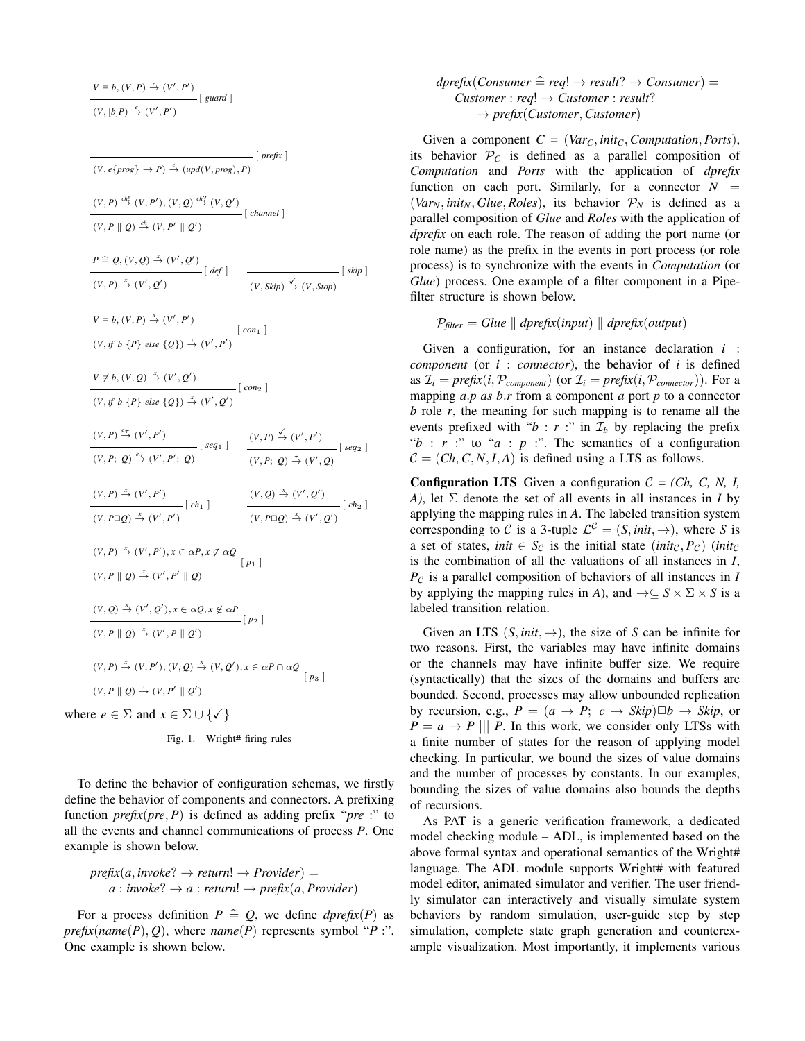$$\frac{V \vDash b, (V, P) \xrightarrow{e} (V', P')}{(V, [b]P) \xrightarrow{e} (V', P')} \;[\,guard\,]$$

$$\frac{}{(V, e\{prog\} \rightarrow P) \xrightarrow{e} (upd(V, prog), P)} \;[\,prefix\,]$$

$$\frac{(V, P) \xrightarrow{ch!} (V, P'), (V, Q) \xrightarrow{ch?} (V, Q')}{(V, P \parallel Q) \xrightarrow{ch} (V, P' \parallel Q')} \;[\,channel\,]$$

$$\frac{P \mathrel{\widehat{=}} Q, (V, Q) \xrightarrow{x} (V', Q')}{(V, P) \xrightarrow{x} (V', Q')} \;[\,def\,] \qquad \frac{}{(V, Skip) \xrightarrow{\checkmark} (V, Stop)} \;[\,skip\,]$$

$$\frac{V \vDash b, (V, P) \xrightarrow{x} (V', P')}{(V, if\ b\ \{P\}\ else\ \{Q\}) \xrightarrow{x} (V', P')} \;[\,con_1\,]$$

$$\frac{V \nvDash b, (V, Q) \xrightarrow{x} (V', Q')}{(V, if\ b\ \{P\}\ else\ \{Q\}) \xrightarrow{x} (V', Q')} \;[\,con_2\,]$$

$$\frac{(V, P) \xrightarrow{e_\tau} (V', P')}{(V, P;\ Q) \xrightarrow{e_\tau} (V', P';\ Q)} \;[\,seq_1\,] \qquad \frac{(V, P) \xrightarrow{\checkmark} (V', P')}{(V, P;\ Q) \xrightarrow{\tau} (V', Q)} \;[\,seq_2\,]$$

$$\frac{(V, P) \xrightarrow{x} (V', P')}{(V, P \Box Q) \xrightarrow{x} (V', P')} \;[\,ch_1\,] \qquad \frac{(V, Q) \xrightarrow{x} (V', Q')}{(V, P \Box Q) \xrightarrow{x} (V', Q')} \;[\,ch_2\,]$$

$$\frac{(V, P) \xrightarrow{x} (V', P'), x \in \alpha P, x \notin \alpha Q}{(V, P \parallel Q) \xrightarrow{x} (V', P' \parallel Q)} \;[\,p_1\,]$$

$$\frac{(V, Q) \xrightarrow{x} (V', Q'), x \in \alpha Q, x \notin \alpha P}{(V, P \parallel Q) \xrightarrow{x} (V', P \parallel Q')} \;[\,p_2\,]$$

$$\frac{(V, P) \xrightarrow{x} (V, P'), (V, Q) \xrightarrow{x} (V, Q'), x \in \alpha P \cap \alpha Q}{(V, P \parallel Q) \xrightarrow{x} (V, P' \parallel Q')} \;[\,p_3\,]$$

where $e \in \Sigma$ and $x \in \Sigma \cup \{\checkmark\}$

Fig. 1. Wright# firing rules

To define the behavior of configuration schemas, we firstly define the behavior of components and connectors. A prefixing function $prefix(pre, P)$ is defined as adding prefix "$pre$ :" to all the events and channel communications of process $P$. One example is shown below.

$$prefix(a, invoke? \rightarrow return! \rightarrow Provider) = \\ a : invoke? \rightarrow a : return! \rightarrow prefix(a, Provider)$$

For a process definition $P \mathrel{\widehat{=}} Q$, we define $dprefix(P)$ as $prefix(name(P), Q)$, where $name(P)$ represents symbol "$P$ :". One example is shown below.

$$dprefix(Consumer \mathrel{\widehat{=}} req! \rightarrow result? \rightarrow Consumer) = \\ Customer : req! \rightarrow Customer : result? \\ \rightarrow prefix(Customer, Customer)$$

Given a component $C = (Var_C, init_C, Computation, Ports)$, its behavior $\mathcal{P}_C$ is defined as a parallel composition of *Computation* and *Ports* with the application of *dprefix* function on each port. Similarly, for a connector $N = (Var_N, init_N, Glue, Roles)$, its behavior $\mathcal{P}_N$ is defined as a parallel composition of *Glue* and *Roles* with the application of *dprefix* on each role. The reason of adding the port name (or role name) as the prefix in the events in port process (or role process) is to synchronize with the events in *Computation* (or *Glue*) process. One example of a filter component in a Pipe-filter structure is shown below.

$$\mathcal{P}_{filter} = Glue \parallel dprefix(input) \parallel dprefix(output)$$

Given a configuration, for an instance declaration $i$ : *component* (or $i$ : *connector*), the behavior of $i$ is defined as $\mathcal{I}_i = prefix(i, \mathcal{P}_{component})$ (or $\mathcal{I}_i = prefix(i, \mathcal{P}_{connector})$). For a mapping $a.p$ *as* $b.r$ from a component $a$ port $p$ to a connector $b$ role $r$, the meaning for such mapping is to rename all the events prefixed with "$b$ : $r$ :" in $\mathcal{I}_b$ by replacing the prefix "$b$ : $r$ :" to "$a$ : $p$ :". The semantics of a configuration $\mathcal{C} = (Ch, C, N, I, A)$ is defined using a LTS as follows.

**Configuration LTS** Given a configuration $\mathcal{C} = (Ch, C, N, I, A)$, let $\Sigma$ denote the set of all events in all instances in $I$ by applying the mapping rules in $A$. The labeled transition system corresponding to $\mathcal{C}$ is a 3-tuple $\mathcal{L}^{\mathcal{C}} = (S, init, \rightarrow)$, where $S$ is a set of states, $init \in S_{\mathcal{C}}$ is the initial state $(init_{\mathcal{C}}, P_{\mathcal{C}})$ ($init_{\mathcal{C}}$ is the combination of all the valuations of all instances in $I$, $P_{\mathcal{C}}$ is a parallel composition of behaviors of all instances in $I$ by applying the mapping rules in $A$), and $\rightarrow \subseteq S \times \Sigma \times S$ is a labeled transition relation.

Given an LTS $(S, init, \rightarrow)$, the size of $S$ can be infinite for two reasons. First, the variables may have infinite domains or the channels may have infinite buffer size. We require (syntactically) that the sizes of the domains and buffers are bounded. Second, processes may allow unbounded replication by recursion, e.g., $P = (a \rightarrow P;\ c \rightarrow Skip) \Box b \rightarrow Skip$, or $P = a \rightarrow P\ |||\ P$. In this work, we consider only LTSs with a finite number of states for the reason of applying model checking. In particular, we bound the sizes of value domains and the number of processes by constants. In our examples, bounding the sizes of value domains also bounds the depths of recursions.

As PAT is a generic verification framework, a dedicated model checking module – ADL, is implemented based on the above formal syntax and operational semantics of the Wright# language. The ADL module supports Wright# with featured model editor, animated simulator and verifier. The user friendly simulator can interactively and visually simulate system behaviors by random simulation, user-guide step by step simulation, complete state graph generation and counterexample visualization. Most importantly, it implements various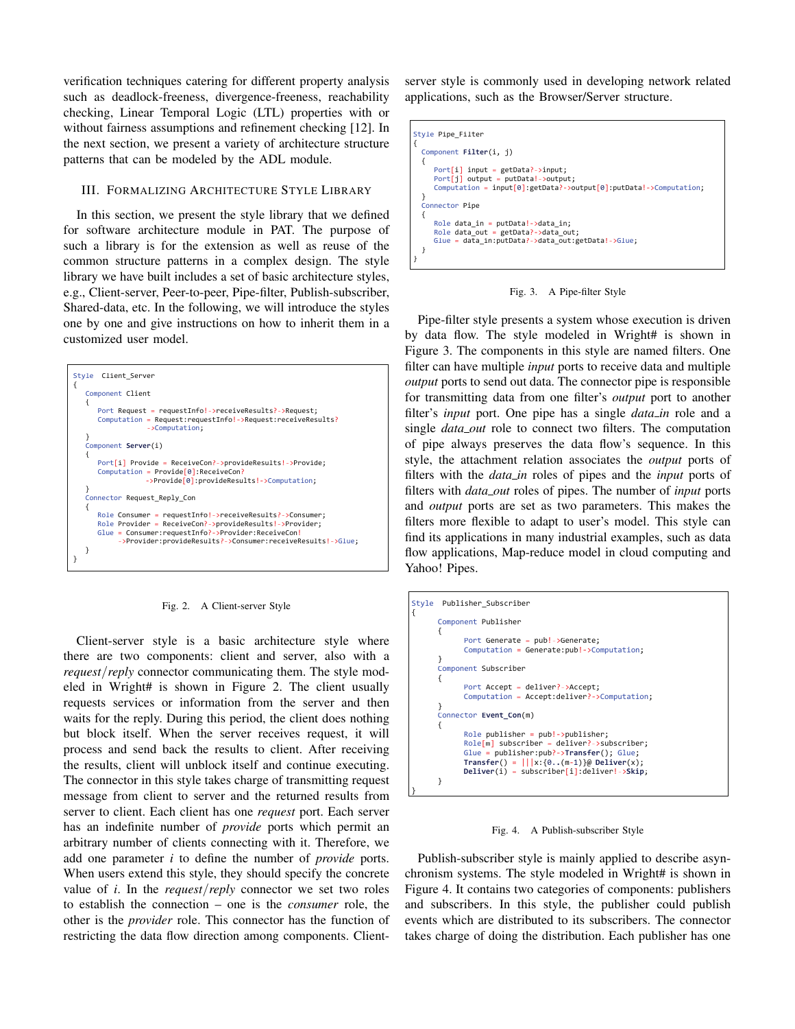verification techniques catering for different property analysis such as deadlock-freeness, divergence-freeness, reachability checking, Linear Temporal Logic (LTL) properties with or without fairness assumptions and refinement checking [12]. In the next section, we present a variety of architecture structure patterns that can be modeled by the ADL module.

## III. Formalizing Architecture Style Library

In this section, we present the style library that we defined for software architecture module in PAT. The purpose of such a library is for the extension as well as reuse of the common structure patterns in a complex design. The style library we have built includes a set of basic architecture styles, e.g., Client-server, Peer-to-peer, Pipe-filter, Publish-subscriber, Shared-data, etc. In the following, we will introduce the styles one by one and give instructions on how to inherit them in a customized user model.

```
Style  Client_Server
{
   Component Client
   {
      Port Request = requestInfo!->receiveResults?->Request;
      Computation = Request:requestInfo!->Request:receiveResults?
                  ->Computation;
   }
   Component Server(i)
   {
      Port[i] Provide = ReceiveCon?->provideResults!->Provide;
      Computation = Provide[0]:ReceiveCon?
                  ->Provide[0]:provideResults!->Computation;
   }
   Connector Request_Reply_Con
   {
      Role Consumer = requestInfo!->receiveResults?->Consumer;
      Role Provider = ReceiveCon?->provideResults!->Provider;
      Glue = Consumer:requestInfo?->Provider:ReceiveCon!
           ->Provider:provideResults?->Consumer:receiveResults!->Glue;
   }
}
```

Fig. 2. A Client-server Style

Client-server style is a basic architecture style where there are two components: client and server, also with a *request*/*reply* connector communicating them. The style modeled in Wright# is shown in Figure 2. The client usually requests services or information from the server and then waits for the reply. During this period, the client does nothing but block itself. When the server receives request, it will process and send back the results to client. After receiving the results, client will unblock itself and continue executing. The connector in this style takes charge of transmitting request message from client to server and the returned results from server to client. Each client has one *request* port. Each server has an indefinite number of *provide* ports which permit an arbitrary number of clients connecting with it. Therefore, we add one parameter $i$ to define the number of *provide* ports. When users extend this style, they should specify the concrete value of $i$. In the *request*/*reply* connector we set two roles to establish the connection – one is the *consumer* role, the other is the *provider* role. This connector has the function of restricting the data flow direction among components. Client-server style is commonly used in developing network related applications, such as the Browser/Server structure.

```
Style Pipe_Filter
{
  Component Filter(i, j)
  {
     Port[i] input = getData?->input;
     Port[j] output = putData!->output;
     Computation = input[0]:getData?->output[0]:putData!->Computation;
  }
  Connector Pipe
  {
     Role data_in = putData!->data_in;
     Role data_out = getData?->data_out;
     Glue = data_in:putData?->data_out:getData!->Glue;
  }
}
```

Fig. 3. A Pipe-filter Style

Pipe-filter style presents a system whose execution is driven by data flow. The style modeled in Wright# is shown in Figure 3. The components in this style are named filters. One filter can have multiple *input* ports to receive data and multiple *output* ports to send out data. The connector pipe is responsible for transmitting data from one filter's *output* port to another filter's *input* port. One pipe has a single *data_in* role and a single *data_out* role to connect two filters. The computation of pipe always preserves the data flow's sequence. In this style, the attachment relation associates the *output* ports of filters with the *data_in* roles of pipes and the *input* ports of filters with *data_out* roles of pipes. The number of *input* ports and *output* ports are set as two parameters. This makes the filters more flexible to adapt to user's model. This style can find its applications in many industrial examples, such as data flow applications, Map-reduce model in cloud computing and Yahoo! Pipes.

```
Style  Publisher_Subscriber
{
      Component Publisher
      {
            Port Generate = pub!->Generate;
            Computation = Generate:pub!->Computation;
      }
      Component Subscriber
      {
            Port Accept = deliver?->Accept;
            Computation = Accept:deliver?->Computation;
      }
      Connector Event_Con(m)
      {
            Role publisher = pub!->publisher;
            Role[m] subscriber = deliver?->subscriber;
            Glue = publisher:pub?->Transfer(); Glue;
            Transfer() = |||x:{0..(m-1)}@ Deliver(x);
            Deliver(i) = subscriber[i]:deliver!->Skip;
      }
}
```

Fig. 4. A Publish-subscriber Style

Publish-subscriber style is mainly applied to describe asynchronism systems. The style modeled in Wright# is shown in Figure 4. It contains two categories of components: publishers and subscribers. In this style, the publisher could publish events which are distributed to its subscribers. The connector takes charge of doing the distribution. Each publisher has one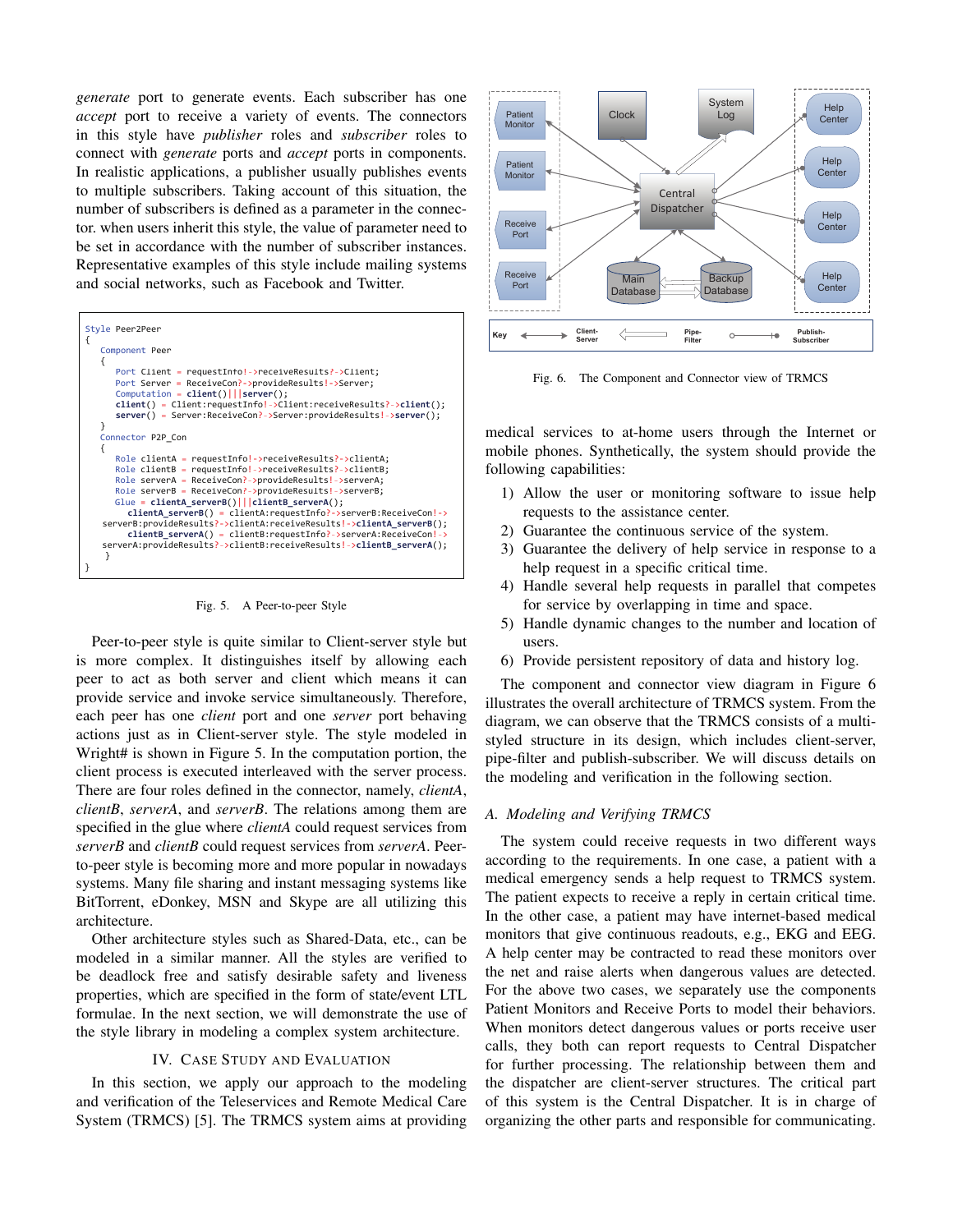*generate* port to generate events. Each subscriber has one *accept* port to receive a variety of events. The connectors in this style have *publisher* roles and *subscriber* roles to connect with *generate* ports and *accept* ports in components. In realistic applications, a publisher usually publishes events to multiple subscribers. Taking account of this situation, the number of subscribers is defined as a parameter in the connector. when users inherit this style, the value of parameter need to be set in accordance with the number of subscriber instances. Representative examples of this style include mailing systems and social networks, such as Facebook and Twitter.

```
Style Peer2Peer
{
   Component Peer
   {
      Port Client = requestInfo!->receiveResults?->Client;
      Port Server = ReceiveCon?->provideResults!->Server;
      Computation = client()|||server();
      client() = Client:requestInfo!->Client:receiveResults?->client();
      server() = Server:ReceiveCon?->Server:provideResults!->server();
   }
   Connector P2P_Con
   {
      Role clientA = requestInfo!->receiveResults?->clientA;
      Role clientB = requestInfo!->receiveResults?->clientB;
      Role serverA = ReceiveCon?->provideResults!->serverA;
      Role serverB = ReceiveCon?->provideResults!->serverB;
      Glue = clientA_serverB()|||clientB_serverA();
         clientA_serverB() = clientA:requestInfo?->serverB:ReceiveCon!->
   serverB:provideResults?->clientA:receiveResults!->clientA_serverB();
         clientB_serverA() = clientB:requestInfo?->serverA:ReceiveCon!->
   serverA:provideResults?->clientB:receiveResults!->clientB_serverA();
    }
}
```

Fig. 5. A Peer-to-peer Style

Peer-to-peer style is quite similar to Client-server style but is more complex. It distinguishes itself by allowing each peer to act as both server and client which means it can provide service and invoke service simultaneously. Therefore, each peer has one *client* port and one *server* port behaving actions just as in Client-server style. The style modeled in Wright# is shown in Figure 5. In the computation portion, the client process is executed interleaved with the server process. There are four roles defined in the connector, namely, *clientA*, *clientB*, *serverA*, and *serverB*. The relations among them are specified in the glue where *clientA* could request services from *serverB* and *clientB* could request services from *serverA*. Peer-to-peer style is becoming more and more popular in nowadays systems. Many file sharing and instant messaging systems like BitTorrent, eDonkey, MSN and Skype are all utilizing this architecture.

Other architecture styles such as Shared-Data, etc., can be modeled in a similar manner. All the styles are verified to be deadlock free and satisfy desirable safety and liveness properties, which are specified in the form of state/event LTL formulae. In the next section, we will demonstrate the use of the style library in modeling a complex system architecture.

## IV. Case Study and Evaluation

In this section, we apply our approach to the modeling and verification of the Teleservices and Remote Medical Care System (TRMCS) [5]. The TRMCS system aims at providing medical services to at-home users through the Internet or mobile phones. Synthetically, the system should provide the following capabilities:

1) Allow the user or monitoring software to issue help requests to the assistance center.
2) Guarantee the continuous service of the system.
3) Guarantee the delivery of help service in response to a help request in a specific critical time.
4) Handle several help requests in parallel that competes for service by overlapping in time and space.
5) Handle dynamic changes to the number and location of users.
6) Provide persistent repository of data and history log.

Fig. 6. The Component and Connector view of TRMCS

The component and connector view diagram in Figure 6 illustrates the overall architecture of TRMCS system. From the diagram, we can observe that the TRMCS consists of a multi-styled structure in its design, which includes client-server, pipe-filter and publish-subscriber. We will discuss details on the modeling and verification in the following section.

### A. Modeling and Verifying TRMCS

The system could receive requests in two different ways according to the requirements. In one case, a patient with a medical emergency sends a help request to TRMCS system. The patient expects to receive a reply in certain critical time. In the other case, a patient may have internet-based medical monitors that give continuous readouts, e.g., EKG and EEG. A help center may be contracted to read these monitors over the net and raise alerts when dangerous values are detected. For the above two cases, we separately use the components Patient Monitors and Receive Ports to model their behaviors. When monitors detect dangerous values or ports receive user calls, they both can report requests to Central Dispatcher for further processing. The relationship between them and the dispatcher are client-server structures. The critical part of this system is the Central Dispatcher. It is in charge of organizing the other parts and responsible for communicating.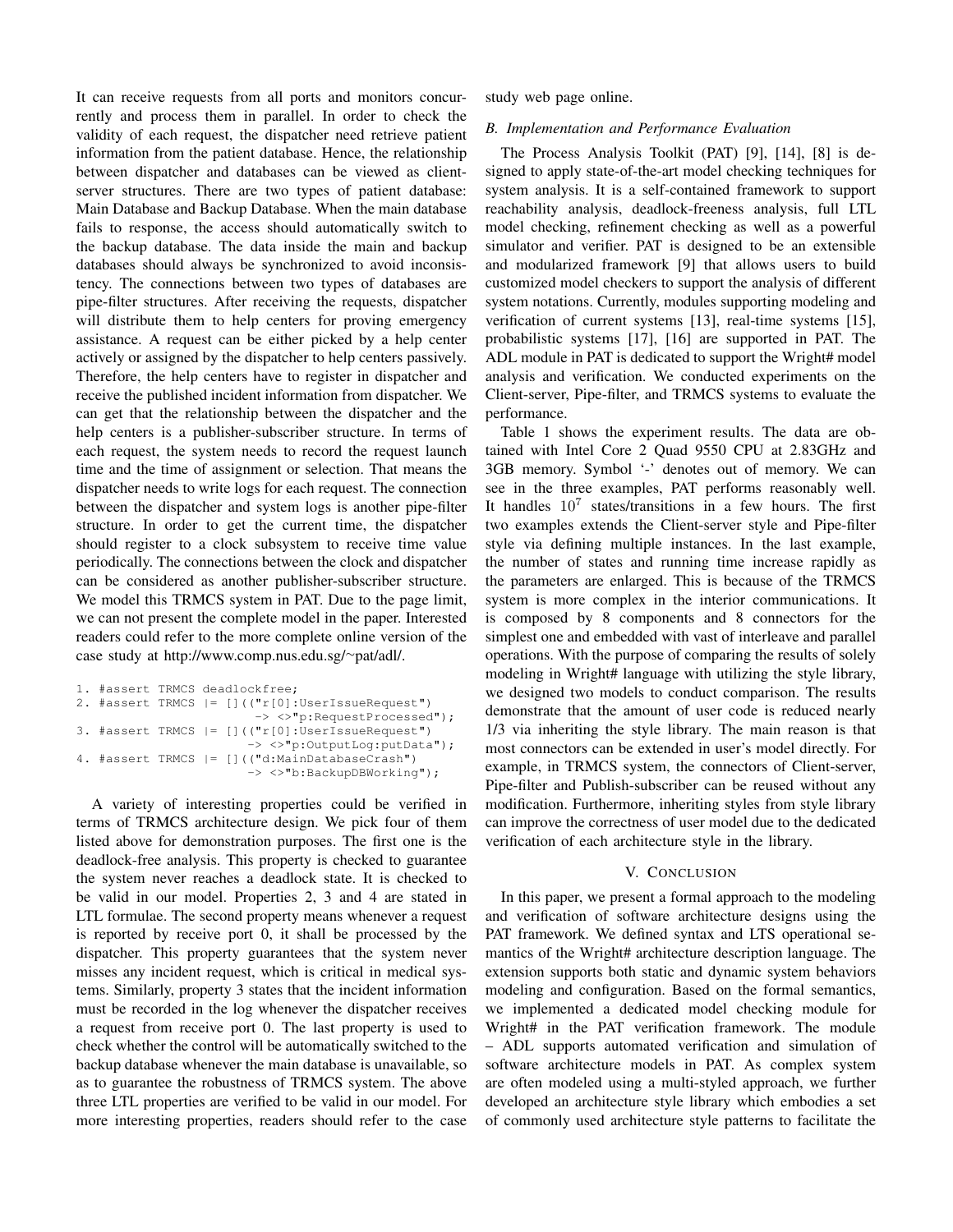It can receive requests from all ports and monitors concurrently and process them in parallel. In order to check the validity of each request, the dispatcher need retrieve patient information from the patient database. Hence, the relationship between dispatcher and databases can be viewed as client-server structures. There are two types of patient database: Main Database and Backup Database. When the main database fails to response, the access should automatically switch to the backup database. The data inside the main and backup databases should always be synchronized to avoid inconsistency. The connections between two types of databases are pipe-filter structures. After receiving the requests, dispatcher will distribute them to help centers for proving emergency assistance. A request can be either picked by a help center actively or assigned by the dispatcher to help centers passively. Therefore, the help centers have to register in dispatcher and receive the published incident information from dispatcher. We can get that the relationship between the dispatcher and the help centers is a publisher-subscriber structure. In terms of each request, the system needs to record the request launch time and the time of assignment or selection. That means the dispatcher needs to write logs for each request. The connection between the dispatcher and system logs is another pipe-filter structure. In order to get the current time, the dispatcher should register to a clock subsystem to receive time value periodically. The connections between the clock and dispatcher can be considered as another publisher-subscriber structure. We model this TRMCS system in PAT. Due to the page limit, we can not present the complete model in the paper. Interested readers could refer to the more complete online version of the case study at http://www.comp.nus.edu.sg/~pat/adl/.

```
1. #assert TRMCS deadlockfree;
2. #assert TRMCS |= []((“r[0]:UserIssueRequest”)
                         -> <>"p:RequestProcessed");
3. #assert TRMCS |= []((“r[0]:UserIssueRequest”)
                        -> <>"p:OutputLog:putData");
4. #assert TRMCS |= []((“d:MainDatabaseCrash”)
                        -> <>"b:BackupDBWorking");
```

A variety of interesting properties could be verified in terms of TRMCS architecture design. We pick four of them listed above for demonstration purposes. The first one is the deadlock-free analysis. This property is checked to guarantee the system never reaches a deadlock state. It is checked to be valid in our model. Properties 2, 3 and 4 are stated in LTL formulae. The second property means whenever a request is reported by receive port 0, it shall be processed by the dispatcher. This property guarantees that the system never misses any incident request, which is critical in medical systems. Similarly, property 3 states that the incident information must be recorded in the log whenever the dispatcher receives a request from receive port 0. The last property is used to check whether the control will be automatically switched to the backup database whenever the main database is unavailable, so as to guarantee the robustness of TRMCS system. The above three LTL properties are verified to be valid in our model. For more interesting properties, readers should refer to the case study web page online.

### B. Implementation and Performance Evaluation

The Process Analysis Toolkit (PAT) [9], [14], [8] is designed to apply state-of-the-art model checking techniques for system analysis. It is a self-contained framework to support reachability analysis, deadlock-freeness analysis, full LTL model checking, refinement checking as well as a powerful simulator and verifier. PAT is designed to be an extensible and modularized framework [9] that allows users to build customized model checkers to support the analysis of different system notations. Currently, modules supporting modeling and verification of current systems [13], real-time systems [15], probabilistic systems [17], [16] are supported in PAT. The ADL module in PAT is dedicated to support the Wright# model analysis and verification. We conducted experiments on the Client-server, Pipe-filter, and TRMCS systems to evaluate the performance.

Table 1 shows the experiment results. The data are obtained with Intel Core 2 Quad 9550 CPU at 2.83GHz and 3GB memory. Symbol '-' denotes out of memory. We can see in the three examples, PAT performs reasonably well. It handles $10^7$ states/transitions in a few hours. The first two examples extends the Client-server style and Pipe-filter style via defining multiple instances. In the last example, the number of states and running time increase rapidly as the parameters are enlarged. This is because of the TRMCS system is more complex in the interior communications. It is composed by 8 components and 8 connectors for the simplest one and embedded with vast of interleave and parallel operations. With the purpose of comparing the results of solely modeling in Wright# language with utilizing the style library, we designed two models to conduct comparison. The results demonstrate that the amount of user code is reduced nearly 1/3 via inheriting the style library. The main reason is that most connectors can be extended in user's model directly. For example, in TRMCS system, the connectors of Client-server, Pipe-filter and Publish-subscriber can be reused without any modification. Furthermore, inheriting styles from style library can improve the correctness of user model due to the dedicated verification of each architecture style in the library.

## V. Conclusion

In this paper, we present a formal approach to the modeling and verification of software architecture designs using the PAT framework. We defined syntax and LTS operational semantics of the Wright# architecture description language. The extension supports both static and dynamic system behaviors modeling and configuration. Based on the formal semantics, we implemented a dedicated model checking module for Wright# in the PAT verification framework. The module – ADL supports automated verification and simulation of software architecture models in PAT. As complex system are often modeled using a multi-styled approach, we further developed an architecture style library which embodies a set of commonly used architecture style patterns to facilitate the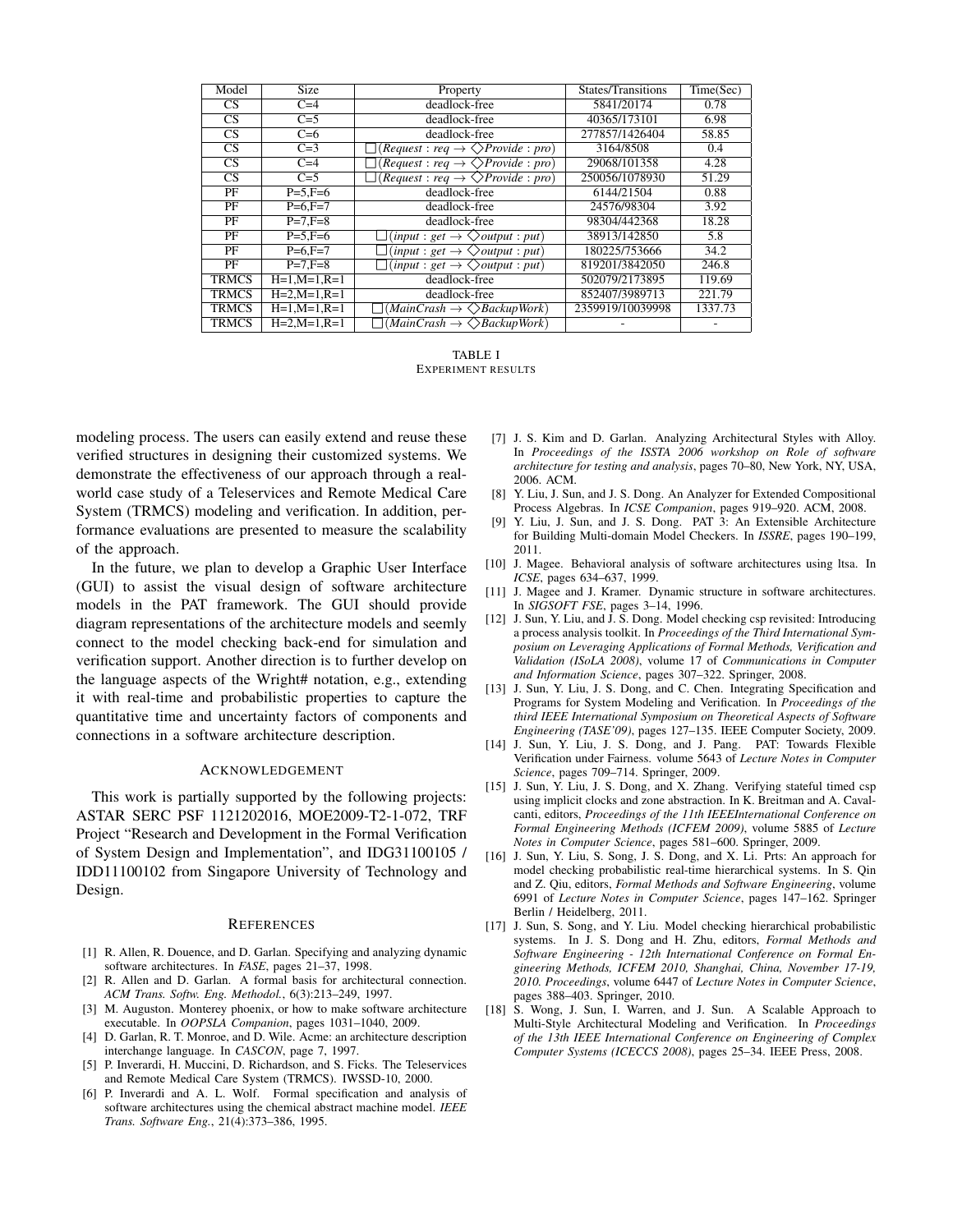| Model | Size | Property | States/Transitions | Time(Sec) |
|---|---|---|---|---|
| CS | C=4 | deadlock-free | 5841/20174 | 0.78 |
| CS | C=5 | deadlock-free | 40365/173101 | 6.98 |
| CS | C=6 | deadlock-free | 277857/1426404 | 58.85 |
| CS | C=3 | $\Box(Request : req \rightarrow \Diamond Provide : pro)$ | 3164/8508 | 0.4 |
| CS | C=4 | $\Box(Request : req \rightarrow \Diamond Provide : pro)$ | 29068/101358 | 4.28 |
| CS | C=5 | $\Box(Request : req \rightarrow \Diamond Provide : pro)$ | 250056/1078930 | 51.29 |
| PF | P=5,F=6 | deadlock-free | 6144/21504 | 0.88 |
| PF | P=6,F=7 | deadlock-free | 24576/98304 | 3.92 |
| PF | P=7,F=8 | deadlock-free | 98304/442368 | 18.28 |
| PF | P=5,F=6 | $\Box(input : get \rightarrow \Diamond output : put)$ | 38913/142850 | 5.8 |
| PF | P=6,F=7 | $\Box(input : get \rightarrow \Diamond output : put)$ | 180225/753666 | 34.2 |
| PF | P=7,F=8 | $\Box(input : get \rightarrow \Diamond output : put)$ | 819201/3842050 | 246.8 |
| TRMCS | H=1,M=1,R=1 | deadlock-free | 502079/2173895 | 119.69 |
| TRMCS | H=2,M=1,R=1 | deadlock-free | 852407/3989713 | 221.79 |
| TRMCS | H=1,M=1,R=1 | $\Box(MainCrash \rightarrow \Diamond BackupWork)$ | 2359919/10039998 | 1337.73 |
| TRMCS | H=2,M=1,R=1 | $\Box(MainCrash \rightarrow \Diamond BackupWork)$ | - | - |

TABLE I
EXPERIMENT RESULTS

modeling process. The users can easily extend and reuse these verified structures in designing their customized systems. We demonstrate the effectiveness of our approach through a real-world case study of a Teleservices and Remote Medical Care System (TRMCS) modeling and verification. In addition, performance evaluations are presented to measure the scalability of the approach.

In the future, we plan to develop a Graphic User Interface (GUI) to assist the visual design of software architecture models in the PAT framework. The GUI should provide diagram representations of the architecture models and seemly connect to the model checking back-end for simulation and verification support. Another direction is to further develop on the language aspects of the Wright# notation, e.g., extending it with real-time and probabilistic properties to capture the quantitative time and uncertainty factors of components and connections in a software architecture description.

## Acknowledgement

This work is partially supported by the following projects: ASTAR SERC PSF 1121202016, MOE2009-T2-1-072, TRF Project "Research and Development in the Formal Verification of System Design and Implementation", and IDG31100105 / IDD11100102 from Singapore University of Technology and Design.

## References

[1] R. Allen, R. Douence, and D. Garlan. Specifying and analyzing dynamic software architectures. In *FASE*, pages 21–37, 1998.

[2] R. Allen and D. Garlan. A formal basis for architectural connection. *ACM Trans. Softw. Eng. Methodol.*, 6(3):213–249, 1997.

[3] M. Auguston. Monterey phoenix, or how to make software architecture executable. In *OOPSLA Companion*, pages 1031–1040, 2009.

[4] D. Garlan, R. T. Monroe, and D. Wile. Acme: an architecture description interchange language. In *CASCON*, page 7, 1997.

[5] P. Inverardi, H. Muccini, D. Richardson, and S. Ficks. The Teleservices and Remote Medical Care System (TRMCS). IWSSD-10, 2000.

[6] P. Inverardi and A. L. Wolf. Formal specification and analysis of software architectures using the chemical abstract machine model. *IEEE Trans. Software Eng.*, 21(4):373–386, 1995.

[7] J. S. Kim and D. Garlan. Analyzing Architectural Styles with Alloy. In *Proceedings of the ISSTA 2006 workshop on Role of software architecture for testing and analysis*, pages 70–80, New York, NY, USA, 2006. ACM.

[8] Y. Liu, J. Sun, and J. S. Dong. An Analyzer for Extended Compositional Process Algebras. In *ICSE Companion*, pages 919–920. ACM, 2008.

[9] Y. Liu, J. Sun, and J. S. Dong. PAT 3: An Extensible Architecture for Building Multi-domain Model Checkers. In *ISSRE*, pages 190–199, 2011.

[10] J. Magee. Behavioral analysis of software architectures using ltsa. In *ICSE*, pages 634–637, 1999.

[11] J. Magee and J. Kramer. Dynamic structure in software architectures. In *SIGSOFT FSE*, pages 3–14, 1996.

[12] J. Sun, Y. Liu, and J. S. Dong. Model checking csp revisited: Introducing a process analysis toolkit. In *Proceedings of the Third International Symposium on Leveraging Applications of Formal Methods, Verification and Validation (ISoLA 2008)*, volume 17 of *Communications in Computer and Information Science*, pages 307–322. Springer, 2008.

[13] J. Sun, Y. Liu, J. S. Dong, and C. Chen. Integrating Specification and Programs for System Modeling and Verification. In *Proceedings of the third IEEE International Symposium on Theoretical Aspects of Software Engineering (TASE'09)*, pages 127–135. IEEE Computer Society, 2009.

[14] J. Sun, Y. Liu, J. S. Dong, and J. Pang. PAT: Towards Flexible Verification under Fairness. volume 5643 of *Lecture Notes in Computer Science*, pages 709–714. Springer, 2009.

[15] J. Sun, Y. Liu, J. S. Dong, and X. Zhang. Verifying stateful timed csp using implicit clocks and zone abstraction. In K. Breitman and A. Cavalcanti, editors, *Proceedings of the 11th IEEEInternational Conference on Formal Engineering Methods (ICFEM 2009)*, volume 5885 of *Lecture Notes in Computer Science*, pages 581–600. Springer, 2009.

[16] J. Sun, Y. Liu, S. Song, J. S. Dong, and X. Li. Prts: An approach for model checking probabilistic real-time hierarchical systems. In S. Qin and Z. Qiu, editors, *Formal Methods and Software Engineering*, volume 6991 of *Lecture Notes in Computer Science*, pages 147–162. Springer Berlin / Heidelberg, 2011.

[17] J. Sun, S. Song, and Y. Liu. Model checking hierarchical probabilistic systems. In J. S. Dong and H. Zhu, editors, *Formal Methods and Software Engineering - 12th International Conference on Formal Engineering Methods, ICFEM 2010, Shanghai, China, November 17-19, 2010. Proceedings*, volume 6447 of *Lecture Notes in Computer Science*, pages 388–403. Springer, 2010.

[18] S. Wong, J. Sun, I. Warren, and J. Sun. A Scalable Approach to Multi-Style Architectural Modeling and Verification. In *Proceedings of the 13th IEEE International Conference on Engineering of Complex Computer Systems (ICECCS 2008)*, pages 25–34. IEEE Press, 2008.